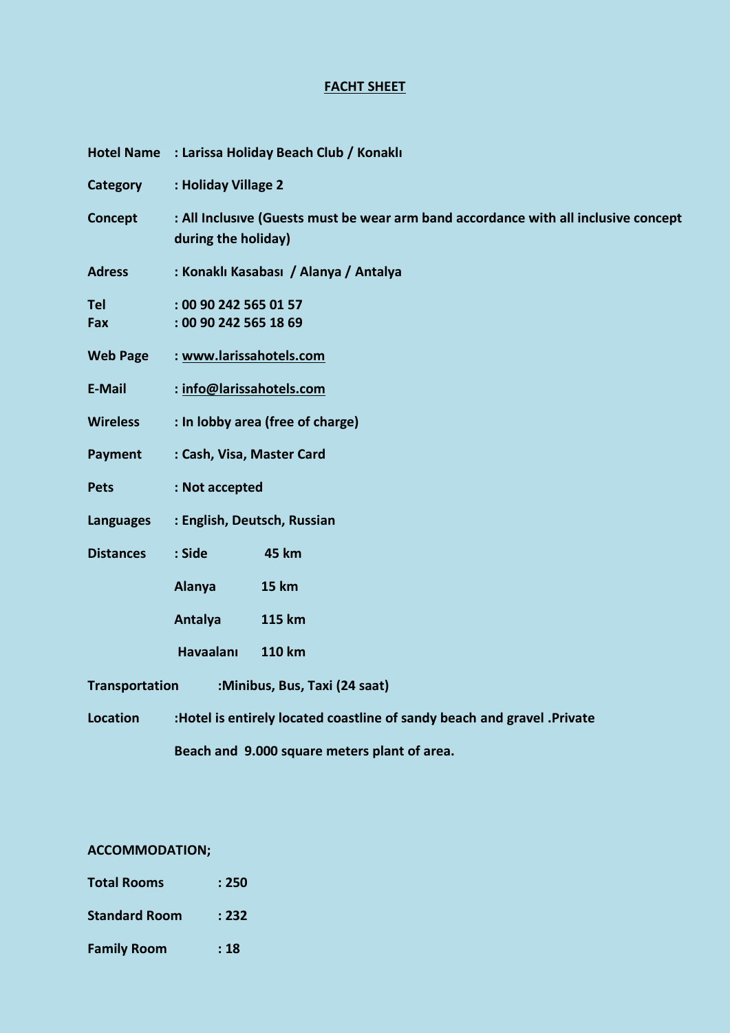# FACHT SHEET

**Hotel Name** : **Larissa Holiday Beach Club / Konaklı**

**Category** : **Holiday Village 2**

**Concept** : **All Inclusıve (Guests must be wear arm band accordance with all inclusive concept during the holiday)**

**Adress** : **Konaklı Kasabası / Alanya / Antalya**

**Tel** : **00 90 242 565 01 57**
**Fax** : **00 90 242 565 18 69**

**Web Page** : **www.larissahotels.com**

**E-Mail** : **info@larissahotels.com**

**Wireless** : **In lobby area (free of charge)**

**Payment** : **Cash, Visa, Master Card**

**Pets** : **Not accepted**

**Languages** : **English, Deutsch, Russian**

**Distances** :

| | |
|---|---|
| **Side** | **45 km** |
| **Alanya** | **15 km** |
| **Antalya** | **115 km** |
| **Havaalanı** | **110 km** |

**Transportation** :**Minibus, Bus, Taxi (24 saat)**

**Location** :**Hotel is entirely located coastline of sandy beach and gravel .Private Beach and 9.000 square meters plant of area.**

**ACCOMMODATION;**

**Total Rooms** : **250**

**Standard Room** : **232**

**Family Room** : **18**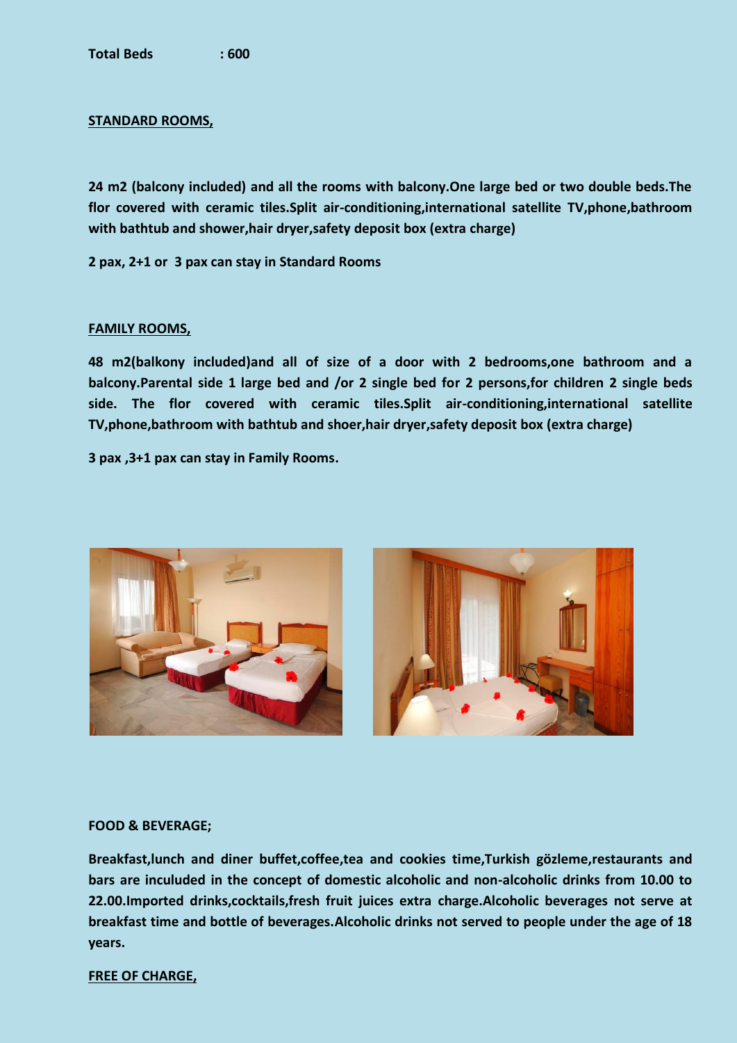**Total Beds : 600**

**STANDARD ROOMS,**

**24 m2 (balcony included) and all the rooms with balcony.One large bed or two double beds.The flor covered with ceramic tiles.Split air-conditioning,international satellite TV,phone,bathroom with bathtub and shower,hair dryer,safety deposit box (extra charge)**

**2 pax, 2+1 or 3 pax can stay in Standard Rooms**

**FAMILY ROOMS,**

**48 m2(balkony included)and all of size of a door with 2 bedrooms,one bathroom and a balcony.Parental side 1 large bed and /or 2 single bed for 2 persons,for children 2 single beds side. The flor covered with ceramic tiles.Split air-conditioning,international satellite TV,phone,bathroom with bathtub and shoer,hair dryer,safety deposit box (extra charge)**

**3 pax ,3+1 pax can stay in Family Rooms.**

**FOOD & BEVERAGE;**

**Breakfast,lunch and diner buffet,coffee,tea and cookies time,Turkish gözleme,restaurants and bars are inculuded in the concept of domestic alcoholic and non-alcoholic drinks from 10.00 to 22.00.Imported drinks,cocktails,fresh fruit juices extra charge.Alcoholic beverages not serve at breakfast time and bottle of beverages.Alcoholic drinks not served to people under the age of 18 years.**

**FREE OF CHARGE,**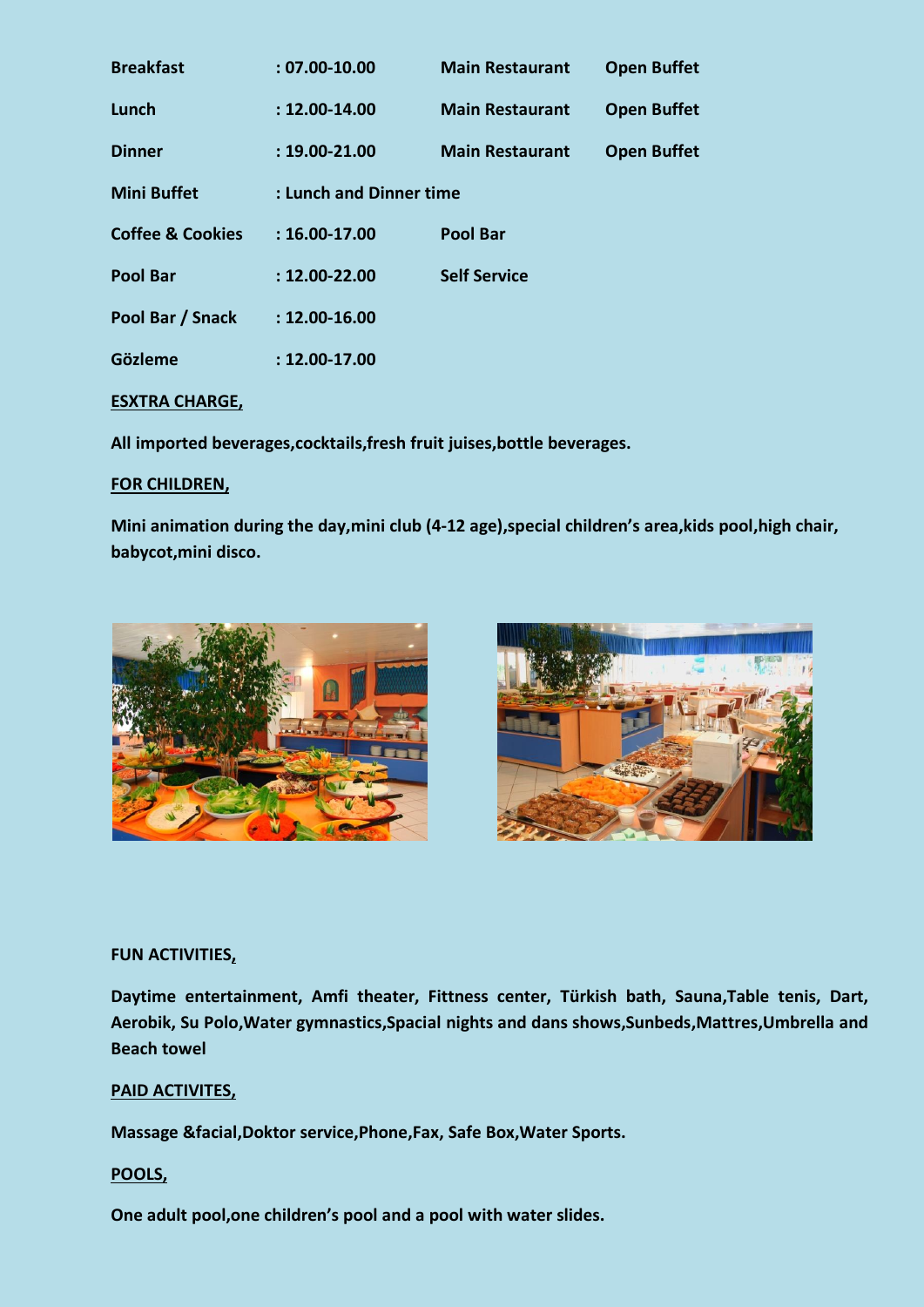| Breakfast | : 07.00-10.00 | Main Restaurant | Open Buffet |
|---|---|---|---|
| Lunch | : 12.00-14.00 | Main Restaurant | Open Buffet |
| Dinner | : 19.00-21.00 | Main Restaurant | Open Buffet |
| Mini Buffet | : Lunch and Dinner time | | |
| Coffee & Cookies | : 16.00-17.00 | Pool Bar | |
| Pool Bar | : 12.00-22.00 | Self Service | |
| Pool Bar / Snack | : 12.00-16.00 | | |
| Gözleme | : 12.00-17.00 | | |

**ESXTRA CHARGE,**

**All imported beverages,cocktails,fresh fruit juises,bottle beverages.**

**FOR CHILDREN,**

**Mini animation during the day,mini club (4-12 age),special children's area,kids pool,high chair, babycot,mini disco.**

**FUN ACTIVITIES,**

**Daytime entertainment, Amfi theater, Fittness center, Türkish bath, Sauna,Table tenis, Dart, Aerobik, Su Polo,Water gymnastics,Spacial nights and dans shows,Sunbeds,Mattres,Umbrella and Beach towel**

**PAID ACTIVITES,**

**Massage &facial,Doktor service,Phone,Fax, Safe Box,Water Sports.**

**POOLS,**

**One adult pool,one children's pool and a pool with water slides.**